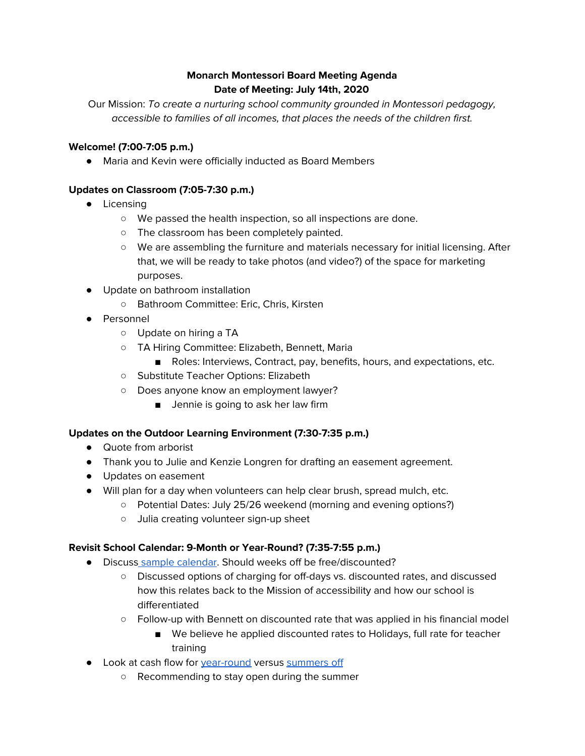**Monarch Montessori Board Meeting Agenda**
**Date of Meeting: July 14th, 2020**

Our Mission: *To create a nurturing school community grounded in Montessori pedagogy, accessible to families of all incomes, that places the needs of the children first.*

**Welcome! (7:00-7:05 p.m.)**

- Maria and Kevin were officially inducted as Board Members

**Updates on Classroom (7:05-7:30 p.m.)**

- Licensing
  - We passed the health inspection, so all inspections are done.
  - The classroom has been completely painted.
  - We are assembling the furniture and materials necessary for initial licensing. After that, we will be ready to take photos (and video?) of the space for marketing purposes.
- Update on bathroom installation
  - Bathroom Committee: Eric, Chris, Kirsten
- Personnel
  - Update on hiring a TA
  - TA Hiring Committee: Elizabeth, Bennett, Maria
    - Roles: Interviews, Contract, pay, benefits, hours, and expectations, etc.
  - Substitute Teacher Options: Elizabeth
  - Does anyone know an employment lawyer?
    - Jennie is going to ask her law firm

**Updates on the Outdoor Learning Environment (7:30-7:35 p.m.)**

- Quote from arborist
- Thank you to Julie and Kenzie Longren for drafting an easement agreement.
- Updates on easement
- Will plan for a day when volunteers can help clear brush, spread mulch, etc.
  - Potential Dates: July 25/26 weekend (morning and evening options?)
  - Julia creating volunteer sign-up sheet

**Revisit School Calendar: 9-Month or Year-Round? (7:35-7:55 p.m.)**

- Discuss sample calendar. Should weeks off be free/discounted?
  - Discussed options of charging for off-days vs. discounted rates, and discussed how this relates back to the Mission of accessibility and how our school is differentiated
  - Follow-up with Bennett on discounted rate that was applied in his financial model
    - We believe he applied discounted rates to Holidays, full rate for teacher training
- Look at cash flow for year-round versus summers off
  - Recommending to stay open during the summer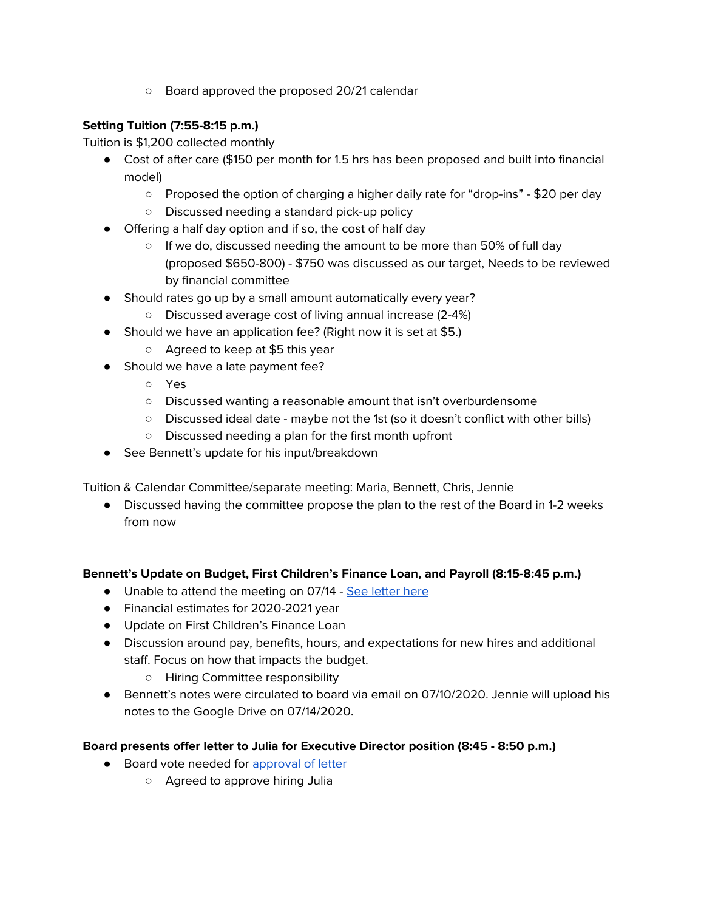- Board approved the proposed 20/21 calendar

**Setting Tuition (7:55-8:15 p.m.)**

Tuition is $1,200 collected monthly

- Cost of after care ($150 per month for 1.5 hrs has been proposed and built into financial model)
  - Proposed the option of charging a higher daily rate for "drop-ins" - $20 per day
  - Discussed needing a standard pick-up policy
- Offering a half day option and if so, the cost of half day
  - If we do, discussed needing the amount to be more than 50% of full day (proposed $650-800) - $750 was discussed as our target, Needs to be reviewed by financial committee
- Should rates go up by a small amount automatically every year?
  - Discussed average cost of living annual increase (2-4%)
- Should we have an application fee? (Right now it is set at $5.)
  - Agreed to keep at $5 this year
- Should we have a late payment fee?
  - Yes
  - Discussed wanting a reasonable amount that isn't overburdensome
  - Discussed ideal date - maybe not the 1st (so it doesn't conflict with other bills)
  - Discussed needing a plan for the first month upfront
- See Bennett's update for his input/breakdown

Tuition & Calendar Committee/separate meeting: Maria, Bennett, Chris, Jennie

- Discussed having the committee propose the plan to the rest of the Board in 1-2 weeks from now

**Bennett's Update on Budget, First Children's Finance Loan, and Payroll (8:15-8:45 p.m.)**

- Unable to attend the meeting on 07/14 - See letter here
- Financial estimates for 2020-2021 year
- Update on First Children's Finance Loan
- Discussion around pay, benefits, hours, and expectations for new hires and additional staff. Focus on how that impacts the budget.
  - Hiring Committee responsibility
- Bennett's notes were circulated to board via email on 07/10/2020. Jennie will upload his notes to the Google Drive on 07/14/2020.

**Board presents offer letter to Julia for Executive Director position (8:45 - 8:50 p.m.)**

- Board vote needed for approval of letter
  - Agreed to approve hiring Julia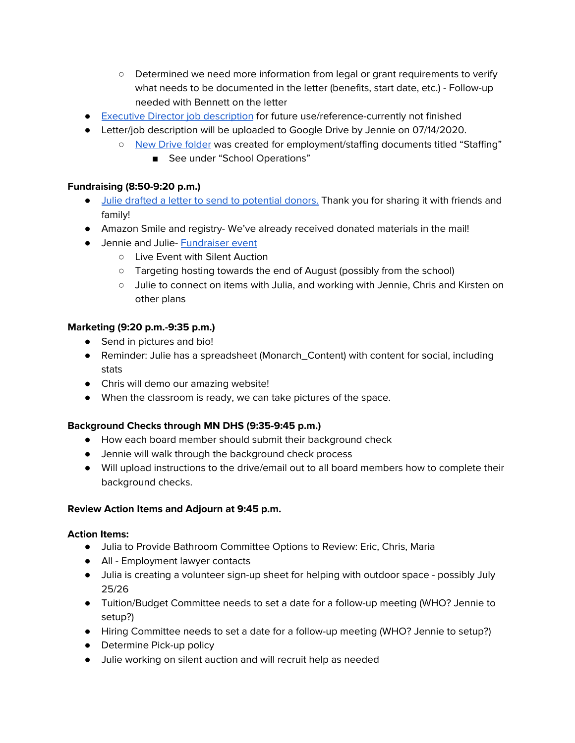- Determined we need more information from legal or grant requirements to verify what needs to be documented in the letter (benefits, start date, etc.) - Follow-up needed with Bennett on the letter
- Executive Director job description for future use/reference-currently not finished
- Letter/job description will be uploaded to Google Drive by Jennie on 07/14/2020.
    - New Drive folder was created for employment/staffing documents titled "Staffing"
        - See under "School Operations"

**Fundraising (8:50-9:20 p.m.)**

- Julie drafted a letter to send to potential donors. Thank you for sharing it with friends and family!
- Amazon Smile and registry- We've already received donated materials in the mail!
- Jennie and Julie- Fundraiser event
    - Live Event with Silent Auction
    - Targeting hosting towards the end of August (possibly from the school)
    - Julie to connect on items with Julia, and working with Jennie, Chris and Kirsten on other plans

**Marketing (9:20 p.m.-9:35 p.m.)**

- Send in pictures and bio!
- Reminder: Julie has a spreadsheet (Monarch_Content) with content for social, including stats
- Chris will demo our amazing website!
- When the classroom is ready, we can take pictures of the space.

**Background Checks through MN DHS (9:35-9:45 p.m.)**

- How each board member should submit their background check
- Jennie will walk through the background check process
- Will upload instructions to the drive/email out to all board members how to complete their background checks.

**Review Action Items and Adjourn at 9:45 p.m.**

**Action Items:**

- Julia to Provide Bathroom Committee Options to Review: Eric, Chris, Maria
- All - Employment lawyer contacts
- Julia is creating a volunteer sign-up sheet for helping with outdoor space - possibly July 25/26
- Tuition/Budget Committee needs to set a date for a follow-up meeting (WHO? Jennie to setup?)
- Hiring Committee needs to set a date for a follow-up meeting (WHO? Jennie to setup?)
- Determine Pick-up policy
- Julie working on silent auction and will recruit help as needed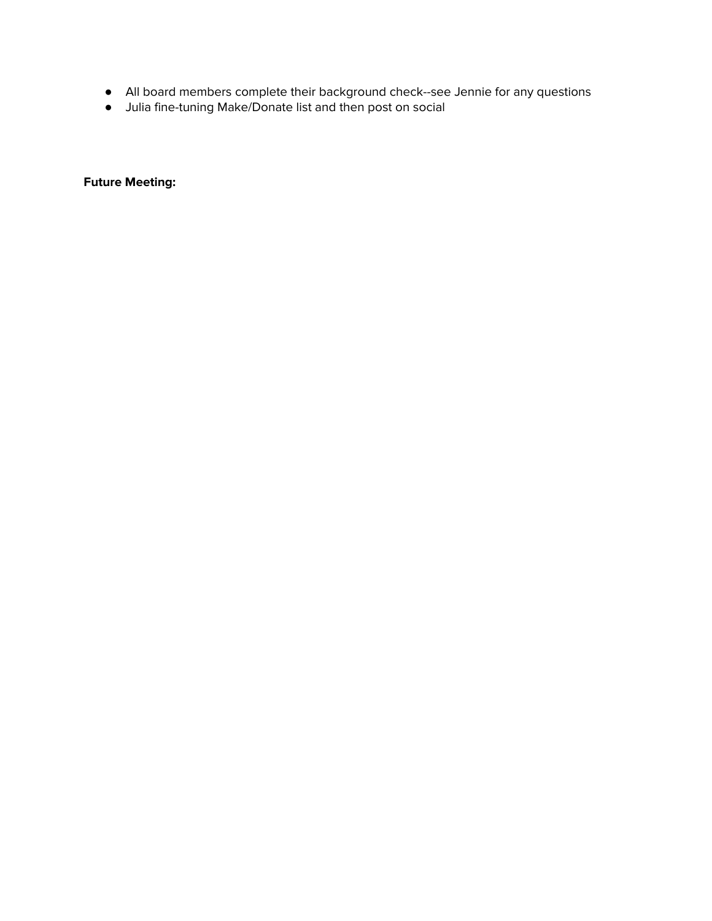- All board members complete their background check--see Jennie for any questions
- Julia fine-tuning Make/Donate list and then post on social

**Future Meeting:**